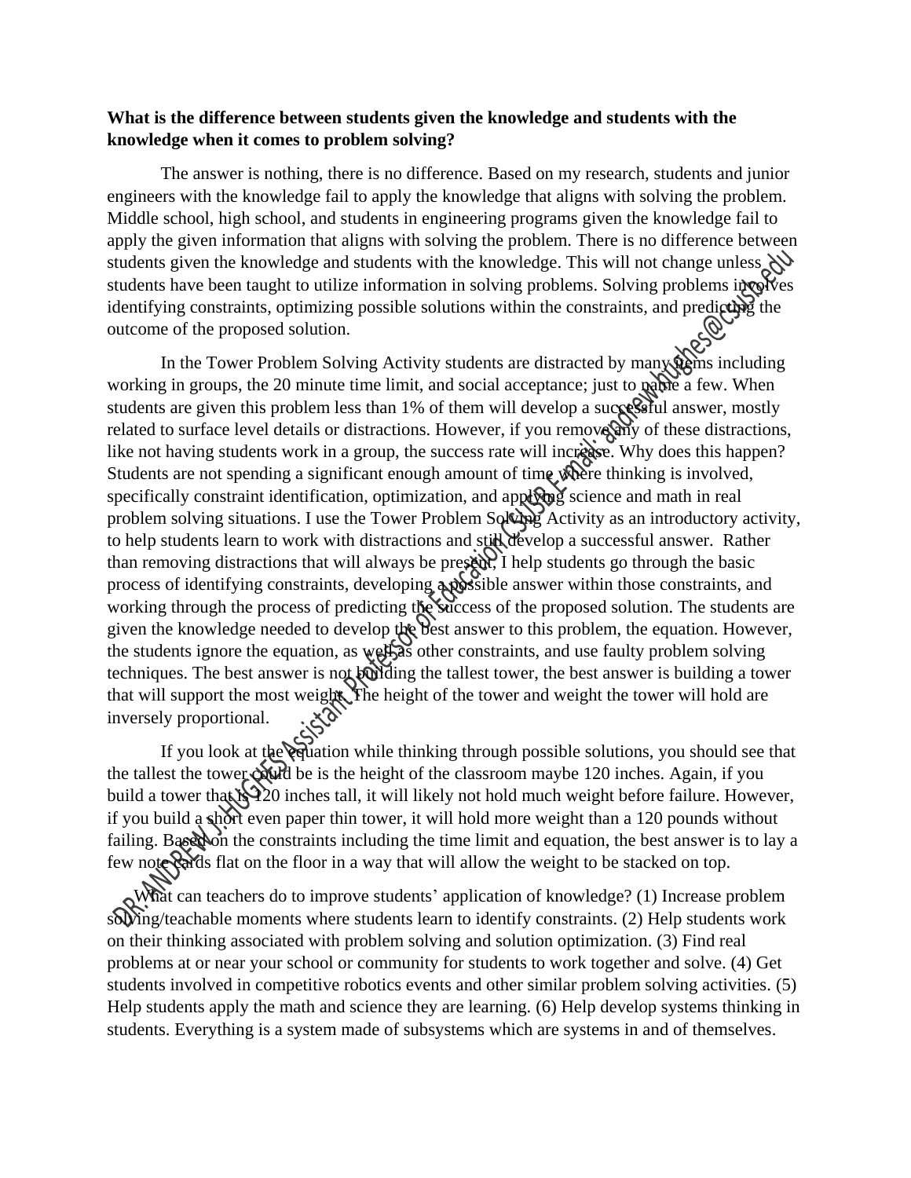**What is the difference between students given the knowledge and students with the knowledge when it comes to problem solving?**

The answer is nothing, there is no difference. Based on my research, students and junior engineers with the knowledge fail to apply the knowledge that aligns with solving the problem. Middle school, high school, and students in engineering programs given the knowledge fail to apply the given information that aligns with solving the problem. There is no difference between students given the knowledge and students with the knowledge. This will not change unless students have been taught to utilize information in solving problems. Solving problems involves identifying constraints, optimizing possible solutions within the constraints, and predicting the outcome of the proposed solution.

In the Tower Problem Solving Activity students are distracted by many items including working in groups, the 20 minute time limit, and social acceptance; just to name a few. When students are given this problem less than 1% of them will develop a successful answer, mostly related to surface level details or distractions. However, if you remove any of these distractions, like not having students work in a group, the success rate will increase. Why does this happen? Students are not spending a significant enough amount of time where thinking is involved, specifically constraint identification, optimization, and applying science and math in real problem solving situations. I use the Tower Problem Solving Activity as an introductory activity, to help students learn to work with distractions and still develop a successful answer. Rather than removing distractions that will always be present, I help students go through the basic process of identifying constraints, developing a possible answer within those constraints, and working through the process of predicting the success of the proposed solution. The students are given the knowledge needed to develop the best answer to this problem, the equation. However, the students ignore the equation, as well as other constraints, and use faulty problem solving techniques. The best answer is not building the tallest tower, the best answer is building a tower that will support the most weight. The height of the tower and weight the tower will hold are inversely proportional.

If you look at the equation while thinking through possible solutions, you should see that the tallest the tower could be is the height of the classroom maybe 120 inches. Again, if you build a tower that is 120 inches tall, it will likely not hold much weight before failure. However, if you build a short even paper thin tower, it will hold more weight than a 120 pounds without failing. Based on the constraints including the time limit and equation, the best answer is to lay a few note cards flat on the floor in a way that will allow the weight to be stacked on top.

What can teachers do to improve students' application of knowledge? (1) Increase problem solving/teachable moments where students learn to identify constraints. (2) Help students work on their thinking associated with problem solving and solution optimization. (3) Find real problems at or near your school or community for students to work together and solve. (4) Get students involved in competitive robotics events and other similar problem solving activities. (5) Help students apply the math and science they are learning. (6) Help develop systems thinking in students. Everything is a system made of subsystems which are systems in and of themselves.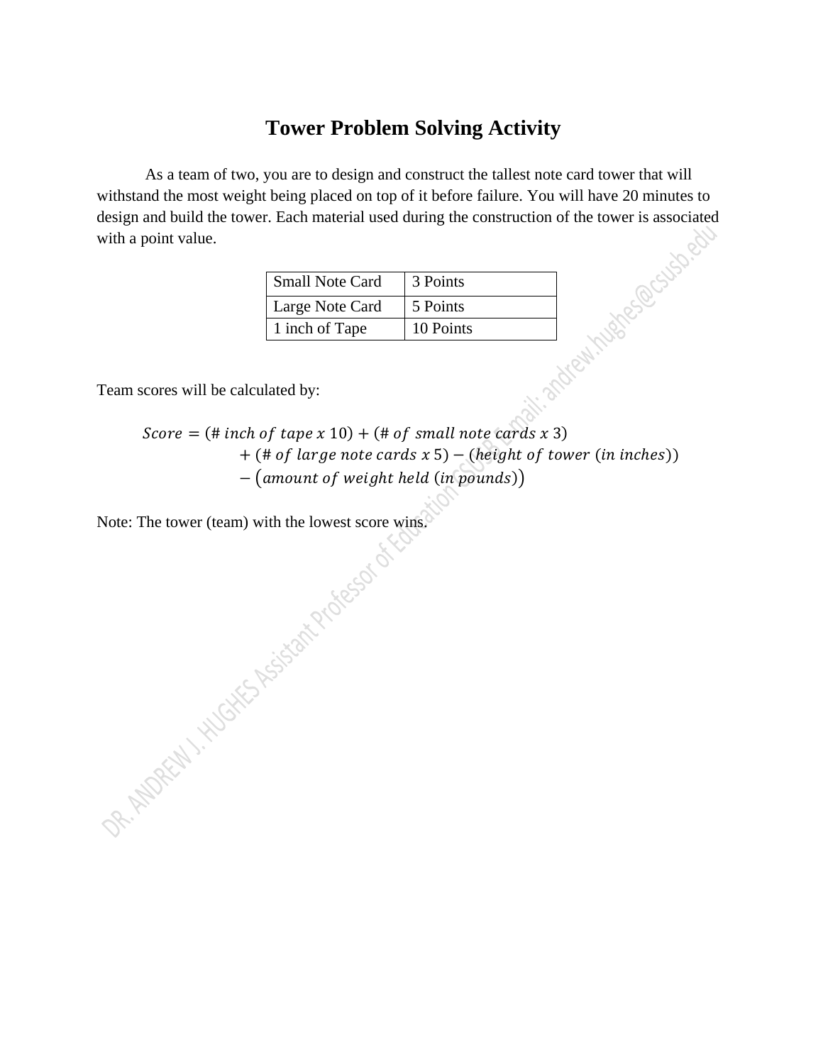# Tower Problem Solving Activity

As a team of two, you are to design and construct the tallest note card tower that will withstand the most weight being placed on top of it before failure. You will have 20 minutes to design and build the tower. Each material used during the construction of the tower is associated with a point value.

| | |
|---|---|
| Small Note Card | 3 Points |
| Large Note Card | 5 Points |
| 1 inch of Tape | 10 Points |

Team scores will be calculated by:

$$Score = (\# \, inch \, of \, tape \, x \, 10) + (\# \, of \, small \, note \, cards \, x \, 3) + (\# \, of \, large \, note \, cards \, x \, 5) - (height \, of \, tower \, (in \, inches)) - (amount \, of \, weight \, held \, (in \, pounds))$$

Note: The tower (team) with the lowest score wins.